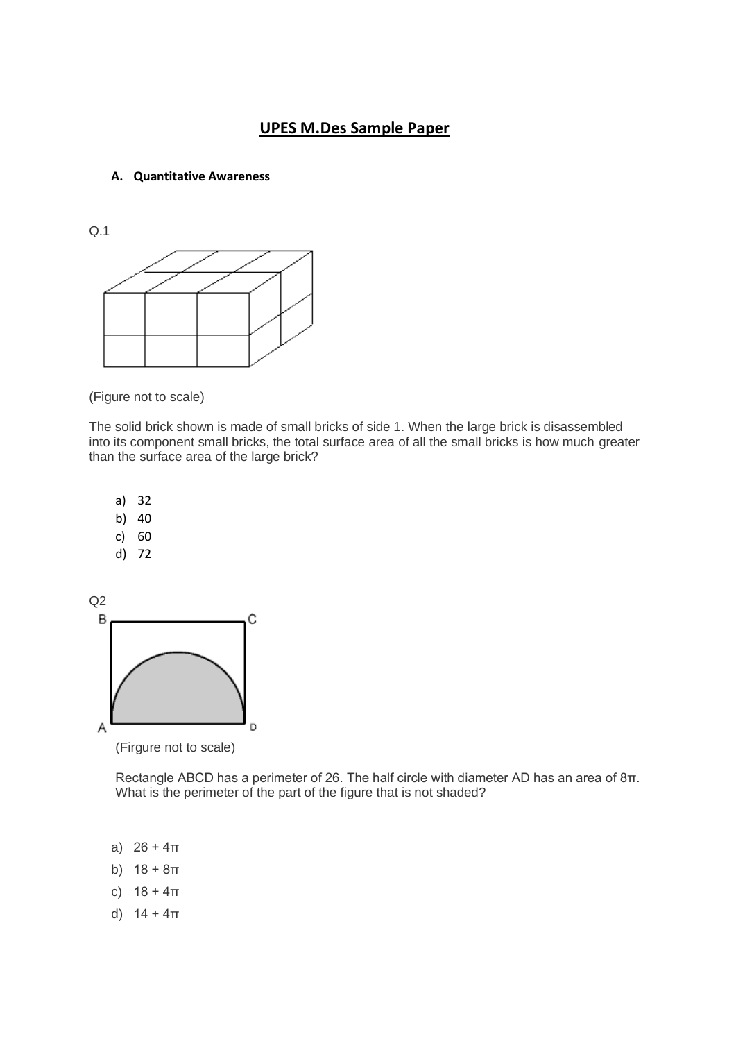# UPES M.Des Sample Paper

## A. Quantitative Awareness

Q.1

(Figure not to scale)

The solid brick shown is made of small bricks of side 1. When the large brick is disassembled into its component small bricks, the total surface area of all the small bricks is how much greater than the surface area of the large brick?

a) 32
b) 40
c) 60
d) 72

Q2

(Firgure not to scale)

Rectangle ABCD has a perimeter of 26. The half circle with diameter AD has an area of 8π. What is the perimeter of the part of the figure that is not shaded?

a) 26 + 4π
b) 18 + 8π
c) 18 + 4π
d) 14 + 4π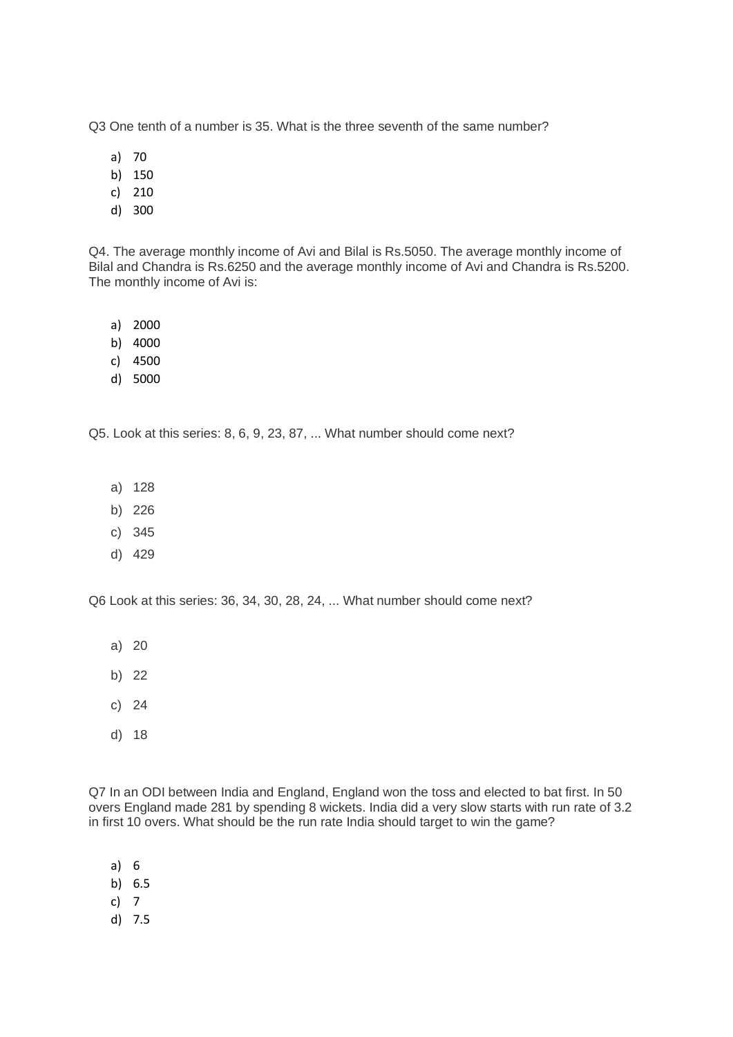Q3 One tenth of a number is 35. What is the three seventh of the same number?

a) 70
b) 150
c) 210
d) 300

Q4. The average monthly income of Avi and Bilal is Rs.5050. The average monthly income of Bilal and Chandra is Rs.6250 and the average monthly income of Avi and Chandra is Rs.5200. The monthly income of Avi is:

a) 2000
b) 4000
c) 4500
d) 5000

Q5. Look at this series: 8, 6, 9, 23, 87, ... What number should come next?

a) 128
b) 226
c) 345
d) 429

Q6 Look at this series: 36, 34, 30, 28, 24, ... What number should come next?

a) 20
b) 22
c) 24
d) 18

Q7 In an ODI between India and England, England won the toss and elected to bat first. In 50 overs England made 281 by spending 8 wickets. India did a very slow starts with run rate of 3.2 in first 10 overs. What should be the run rate India should target to win the game?

a) 6
b) 6.5
c) 7
d) 7.5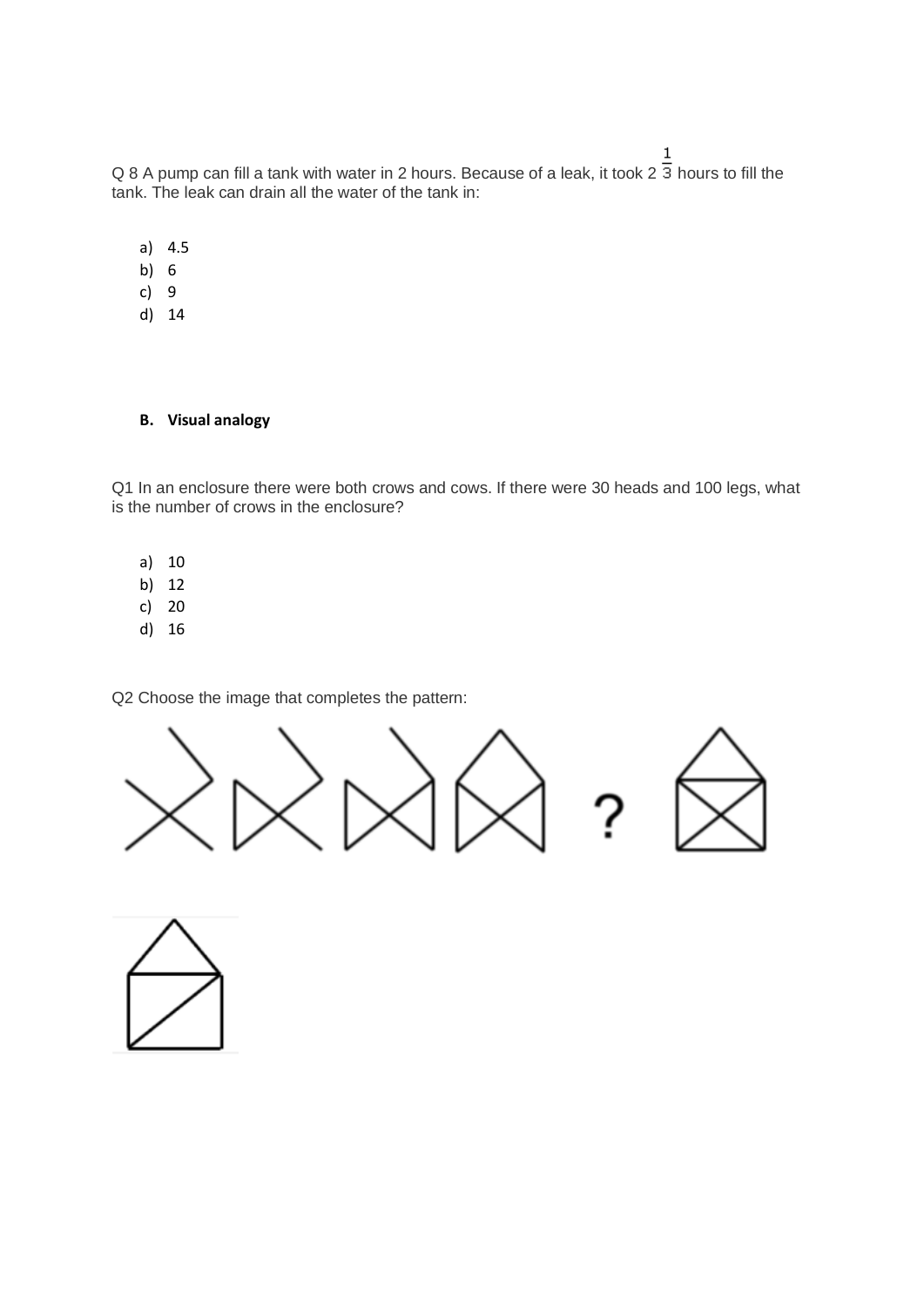Q 8 A pump can fill a tank with water in 2 hours. Because of a leak, it took $2\frac{1}{3}$ hours to fill the tank. The leak can drain all the water of the tank in:

a) 4.5
b) 6
c) 9
d) 14

**B. Visual analogy**

Q1 In an enclosure there were both crows and cows. If there were 30 heads and 100 legs, what is the number of crows in the enclosure?

a) 10
b) 12
c) 20
d) 16

Q2 Choose the image that completes the pattern:

?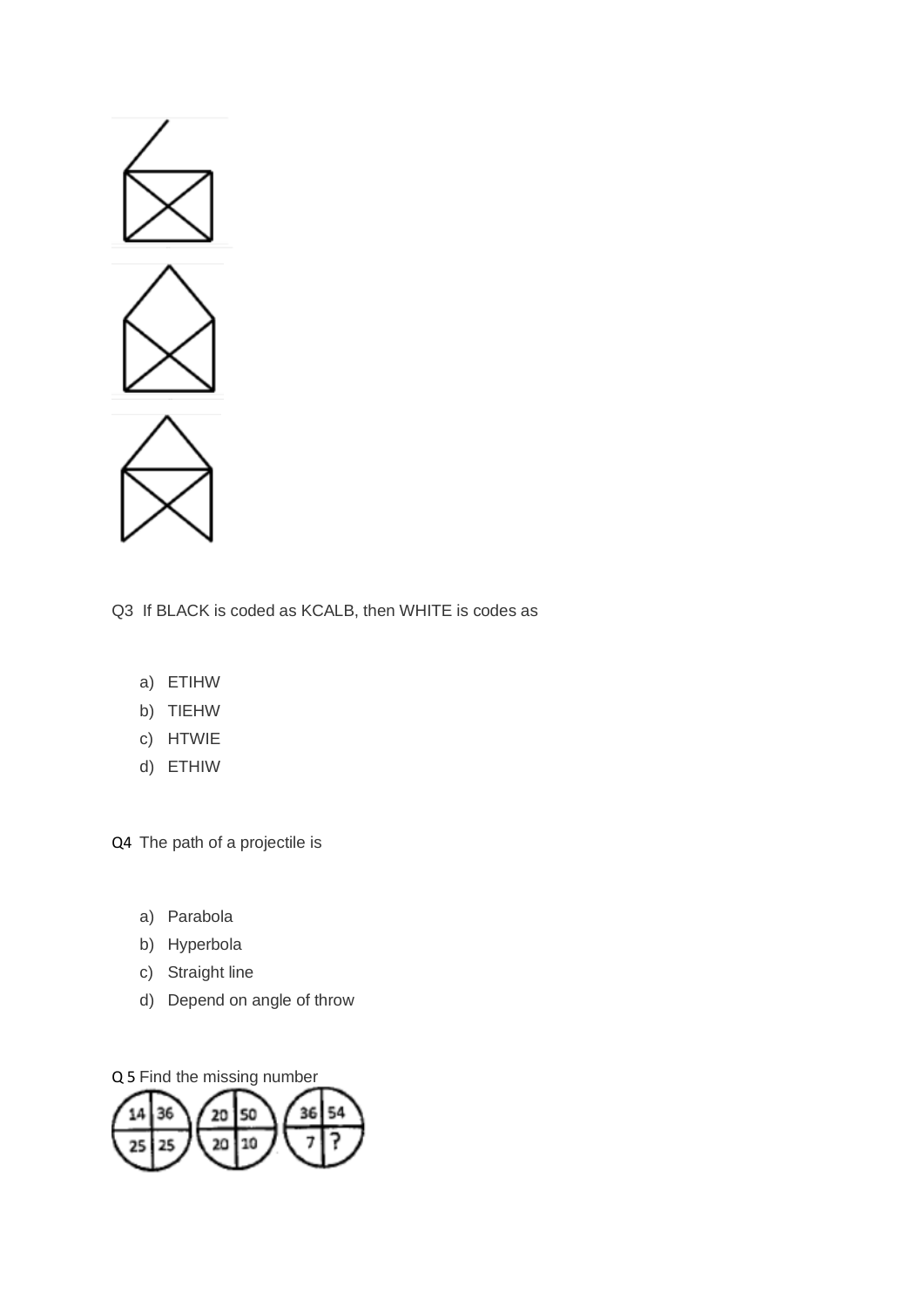Q3 If BLACK is coded as KCALB, then WHITE is codes as

a) ETIHW
b) TIEHW
c) HTWIE
d) ETHIW

Q4 The path of a projectile is

a) Parabola
b) Hyperbola
c) Straight line
d) Depend on angle of throw

Q 5 Find the missing number

| 14 | 36 |
|---|---|
| 25 | 25 |

| 20 | 50 |
|---|---|
| 20 | 10 |

| 36 | 54 |
|---|---|
| 7 | ? |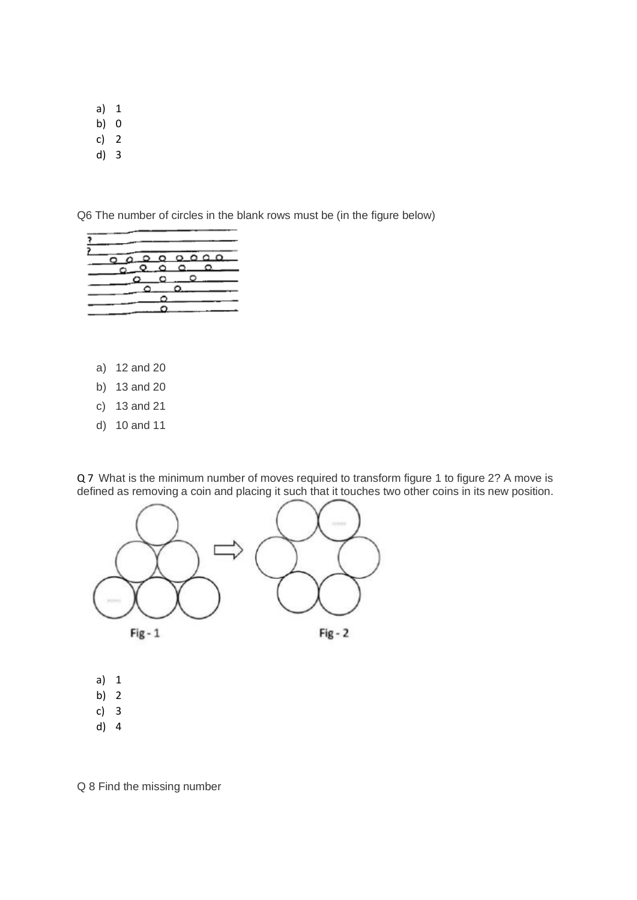a) 1
b) 0
c) 2
d) 3

Q6 The number of circles in the blank rows must be (in the figure below)

a) 12 and 20
b) 13 and 20
c) 13 and 21
d) 10 and 11

Q 7 What is the minimum number of moves required to transform figure 1 to figure 2? A move is defined as removing a coin and placing it such that it touches two other coins in its new position.

Fig - 1

Fig - 2

a) 1
b) 2
c) 3
d) 4

Q 8 Find the missing number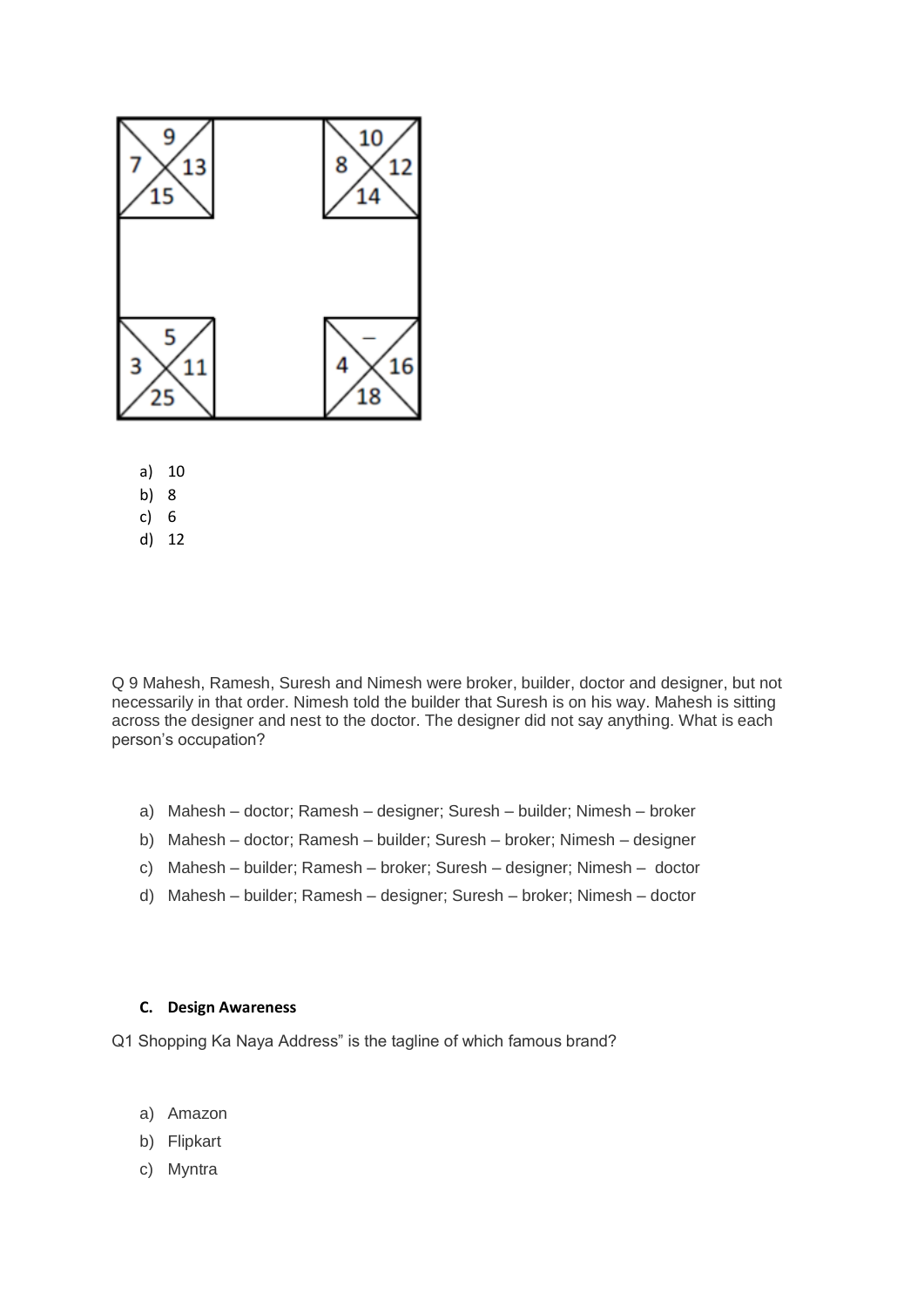| Box | Top | Left | Right | Bottom |
|---|---|---|---|---|
| Top-left | 9 | 7 | 13 | 15 |
| Top-right | 10 | 8 | 12 | 14 |
| Bottom-left | 5 | 3 | 11 | 25 |
| Bottom-right | – | 4 | 16 | 18 |

a) 10
b) 8
c) 6
d) 12

Q 9 Mahesh, Ramesh, Suresh and Nimesh were broker, builder, doctor and designer, but not necessarily in that order. Nimesh told the builder that Suresh is on his way. Mahesh is sitting across the designer and nest to the doctor. The designer did not say anything. What is each person's occupation?

a) Mahesh – doctor; Ramesh – designer; Suresh – builder; Nimesh – broker
b) Mahesh – doctor; Ramesh – builder; Suresh – broker; Nimesh – designer
c) Mahesh – builder; Ramesh – broker; Suresh – designer; Nimesh – doctor
d) Mahesh – builder; Ramesh – designer; Suresh – broker; Nimesh – doctor

### C. Design Awareness

Q1 Shopping Ka Naya Address" is the tagline of which famous brand?

a) Amazon
b) Flipkart
c) Myntra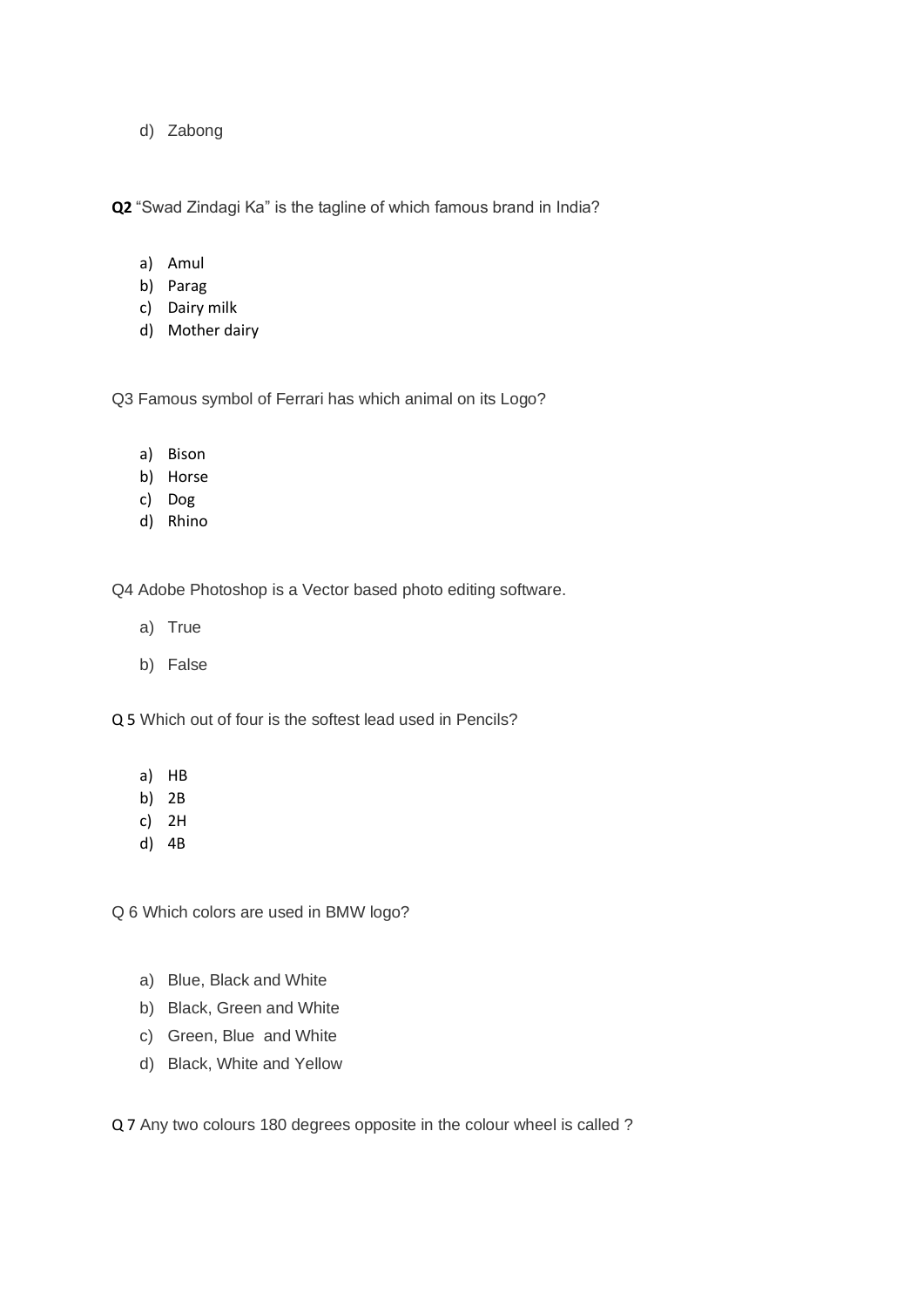d) Zabong

**Q2** "Swad Zindagi Ka" is the tagline of which famous brand in India?

a) Amul
b) Parag
c) Dairy milk
d) Mother dairy

Q3 Famous symbol of Ferrari has which animal on its Logo?

a) Bison
b) Horse
c) Dog
d) Rhino

Q4 Adobe Photoshop is a Vector based photo editing software.

a) True

b) False

Q 5 Which out of four is the softest lead used in Pencils?

a) HB
b) 2B
c) 2H
d) 4B

Q 6 Which colors are used in BMW logo?

a) Blue, Black and White
b) Black, Green and White
c) Green, Blue and White
d) Black, White and Yellow

Q 7 Any two colours 180 degrees opposite in the colour wheel is called ?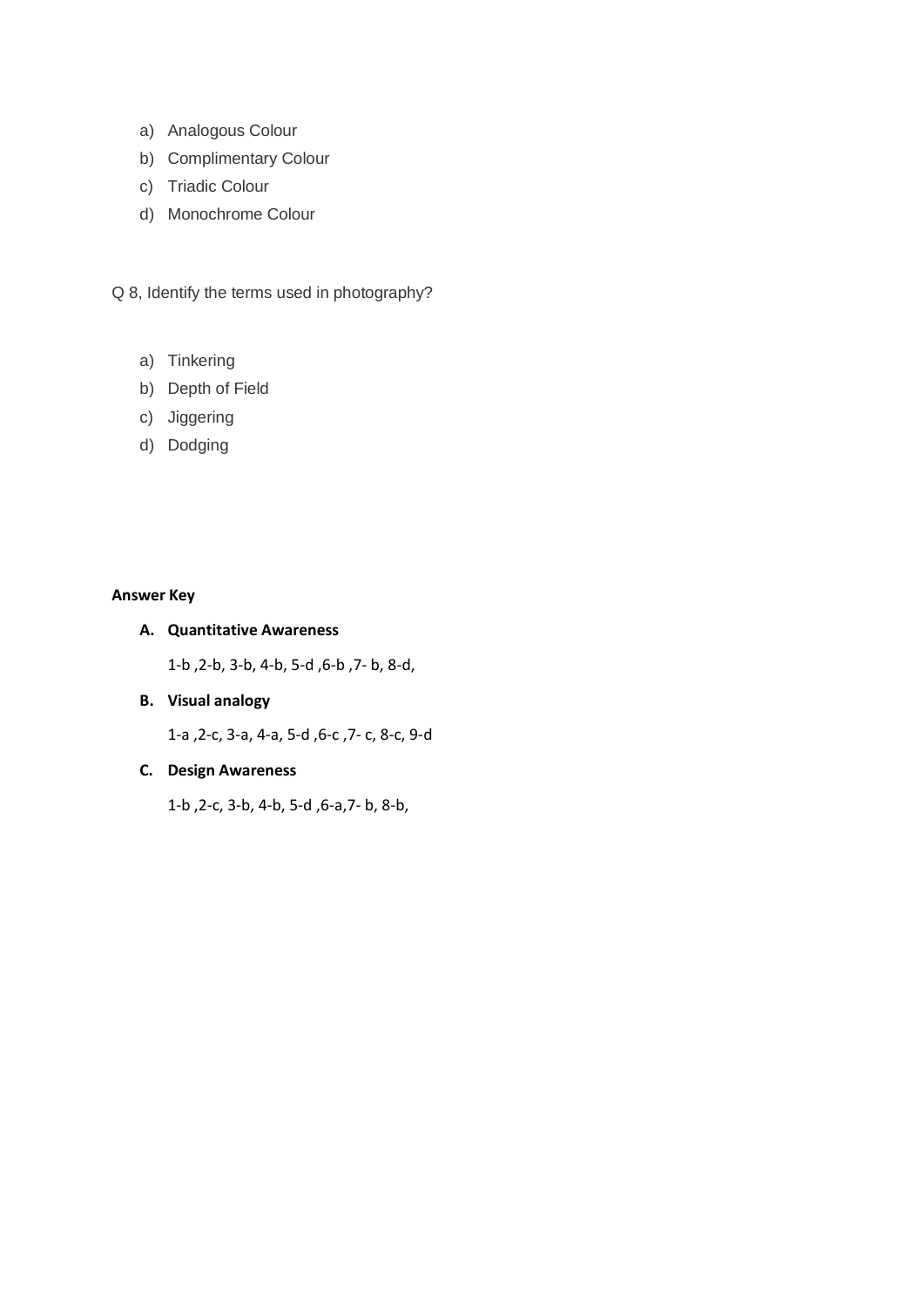a) Analogous Colour
b) Complimentary Colour
c) Triadic Colour
d) Monochrome Colour

Q 8, Identify the terms used in photography?

a) Tinkering
b) Depth of Field
c) Jiggering
d) Dodging

**Answer Key**

**A. Quantitative Awareness**

1-b ,2-b, 3-b, 4-b, 5-d ,6-b ,7- b, 8-d,

**B. Visual analogy**

1-a ,2-c, 3-a, 4-a, 5-d ,6-c ,7- c, 8-c, 9-d

**C. Design Awareness**

1-b ,2-c, 3-b, 4-b, 5-d ,6-a,7- b, 8-b,